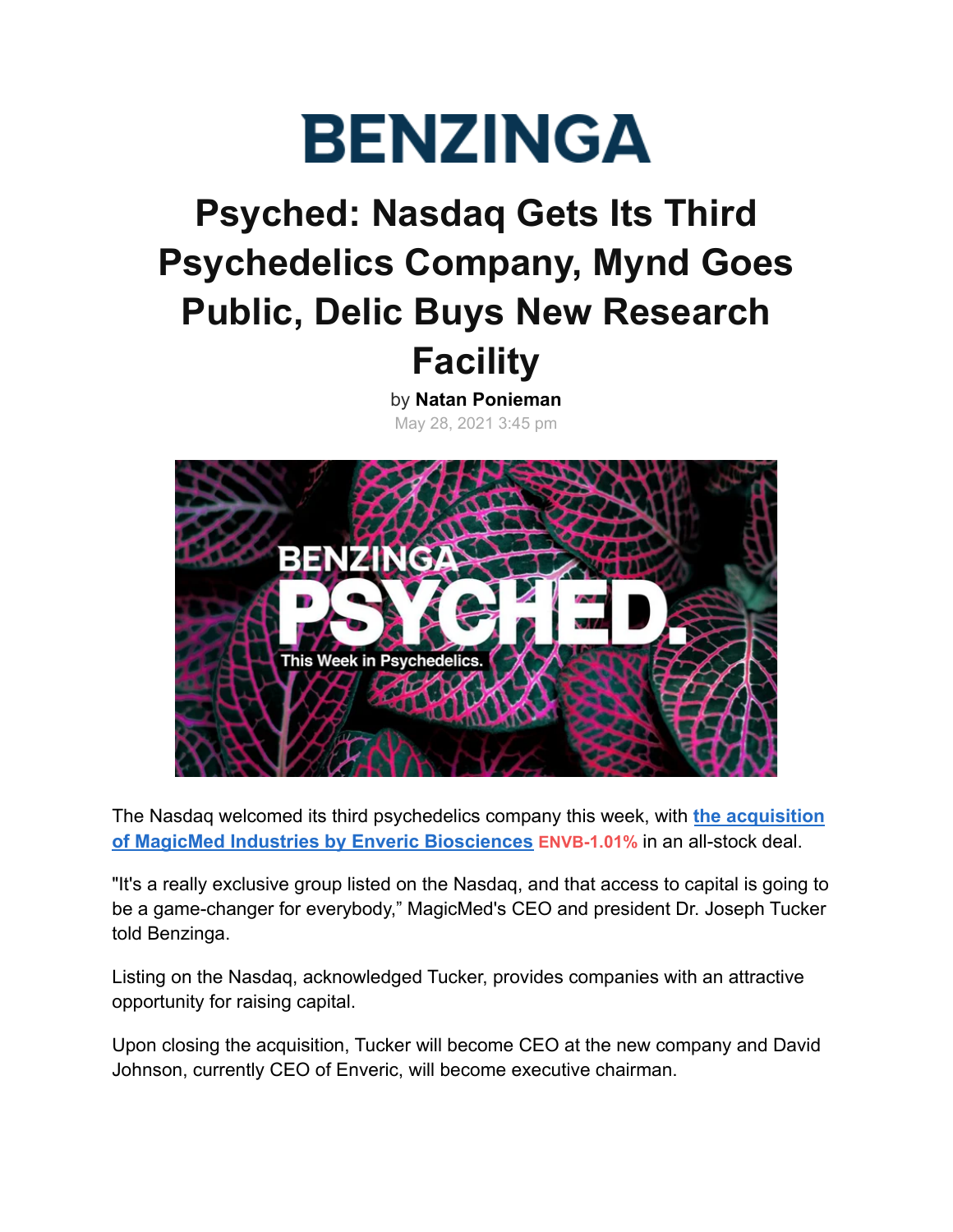# BENZINGA

# Psyched: Nasdaq Gets Its Third Psychedelics Company, Mynd Goes Public, Delic Buys New Research Facility

by **Natan Ponieman**
May 28, 2021 3:45 pm

The Nasdaq welcomed its third psychedelics company this week, with **the acquisition of MagicMed Industries by Enveric Biosciences** **ENVB-1.01%** in an all-stock deal.

"It's a really exclusive group listed on the Nasdaq, and that access to capital is going to be a game-changer for everybody," MagicMed's CEO and president Dr. Joseph Tucker told Benzinga.

Listing on the Nasdaq, acknowledged Tucker, provides companies with an attractive opportunity for raising capital.

Upon closing the acquisition, Tucker will become CEO at the new company and David Johnson, currently CEO of Enveric, will become executive chairman.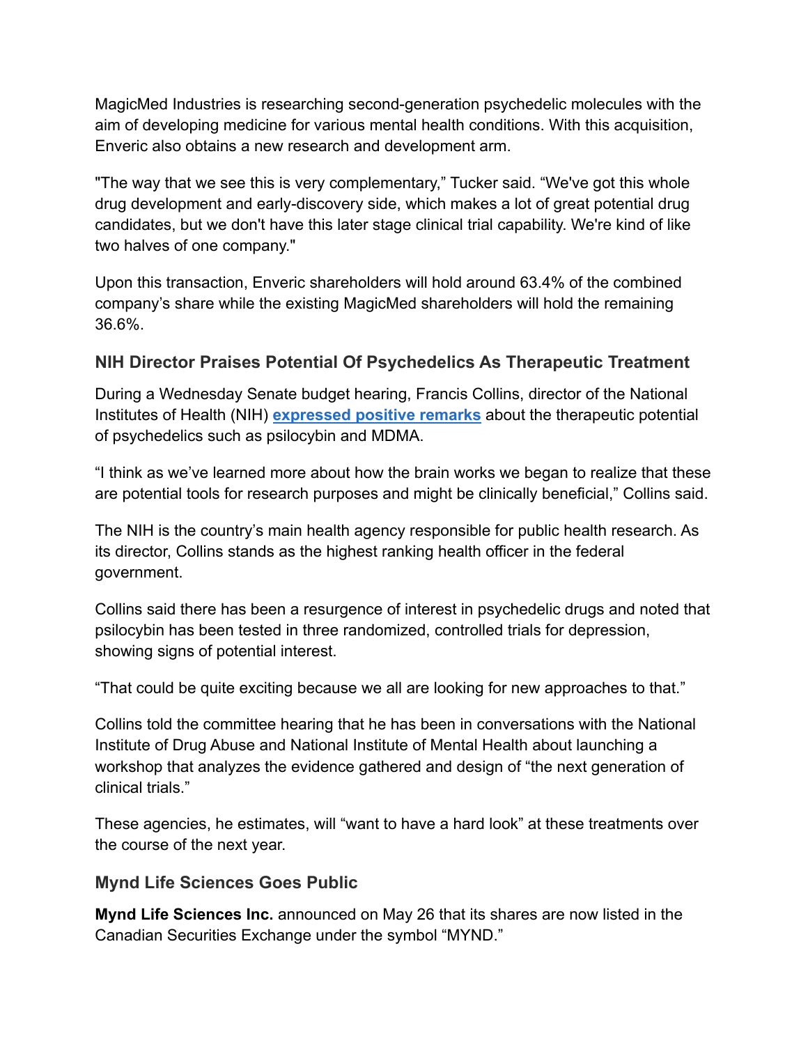MagicMed Industries is researching second-generation psychedelic molecules with the aim of developing medicine for various mental health conditions. With this acquisition, Enveric also obtains a new research and development arm.

"The way that we see this is very complementary," Tucker said. "We've got this whole drug development and early-discovery side, which makes a lot of great potential drug candidates, but we don't have this later stage clinical trial capability. We're kind of like two halves of one company."

Upon this transaction, Enveric shareholders will hold around 63.4% of the combined company's share while the existing MagicMed shareholders will hold the remaining 36.6%.

### NIH Director Praises Potential Of Psychedelics As Therapeutic Treatment

During a Wednesday Senate budget hearing, Francis Collins, director of the National Institutes of Health (NIH) **expressed positive remarks** about the therapeutic potential of psychedelics such as psilocybin and MDMA.

"I think as we've learned more about how the brain works we began to realize that these are potential tools for research purposes and might be clinically beneficial," Collins said.

The NIH is the country's main health agency responsible for public health research. As its director, Collins stands as the highest ranking health officer in the federal government.

Collins said there has been a resurgence of interest in psychedelic drugs and noted that psilocybin has been tested in three randomized, controlled trials for depression, showing signs of potential interest.

"That could be quite exciting because we all are looking for new approaches to that."

Collins told the committee hearing that he has been in conversations with the National Institute of Drug Abuse and National Institute of Mental Health about launching a workshop that analyzes the evidence gathered and design of "the next generation of clinical trials."

These agencies, he estimates, will "want to have a hard look" at these treatments over the course of the next year.

### Mynd Life Sciences Goes Public

**Mynd Life Sciences Inc.** announced on May 26 that its shares are now listed in the Canadian Securities Exchange under the symbol "MYND."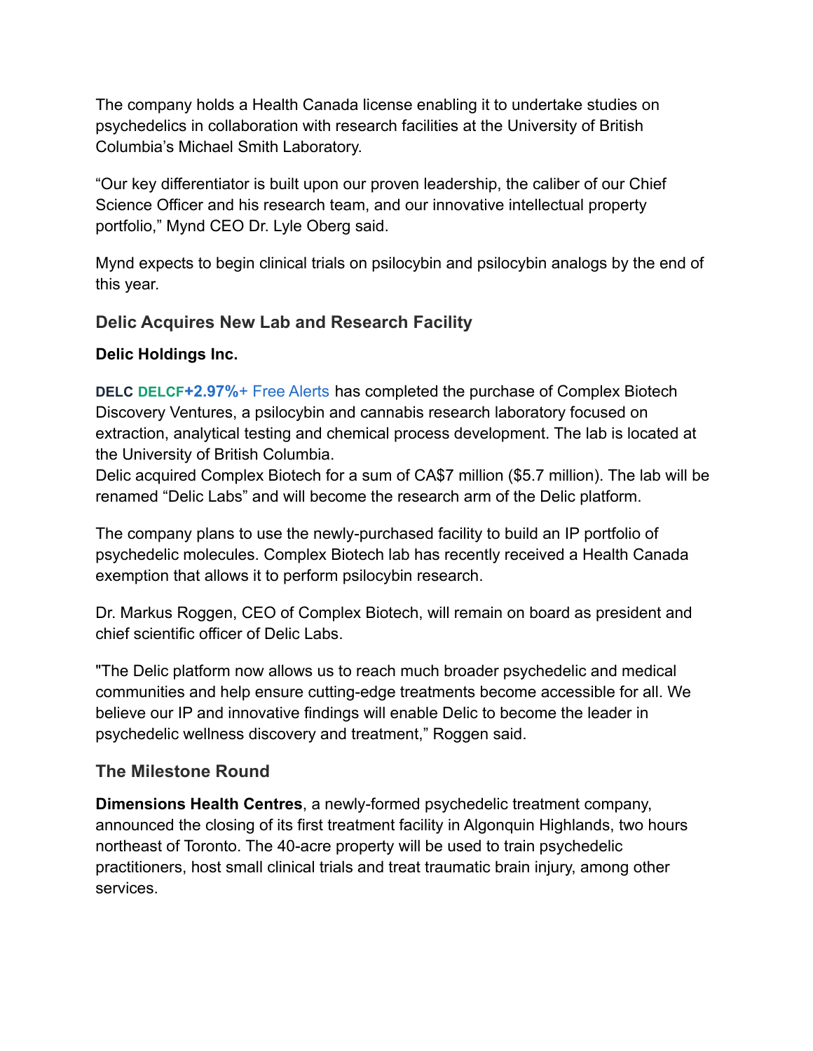The company holds a Health Canada license enabling it to undertake studies on psychedelics in collaboration with research facilities at the University of British Columbia's Michael Smith Laboratory.

"Our key differentiator is built upon our proven leadership, the caliber of our Chief Science Officer and his research team, and our innovative intellectual property portfolio," Mynd CEO Dr. Lyle Oberg said.

Mynd expects to begin clinical trials on psilocybin and psilocybin analogs by the end of this year.

### Delic Acquires New Lab and Research Facility

**Delic Holdings Inc.**

**DELC DELCF+2.97%**+ Free Alerts has completed the purchase of Complex Biotech Discovery Ventures, a psilocybin and cannabis research laboratory focused on extraction, analytical testing and chemical process development. The lab is located at the University of British Columbia.
Delic acquired Complex Biotech for a sum of CA$7 million ($5.7 million). The lab will be renamed "Delic Labs" and will become the research arm of the Delic platform.

The company plans to use the newly-purchased facility to build an IP portfolio of psychedelic molecules. Complex Biotech lab has recently received a Health Canada exemption that allows it to perform psilocybin research.

Dr. Markus Roggen, CEO of Complex Biotech, will remain on board as president and chief scientific officer of Delic Labs.

"The Delic platform now allows us to reach much broader psychedelic and medical communities and help ensure cutting-edge treatments become accessible for all. We believe our IP and innovative findings will enable Delic to become the leader in psychedelic wellness discovery and treatment," Roggen said.

### The Milestone Round

**Dimensions Health Centres**, a newly-formed psychedelic treatment company, announced the closing of its first treatment facility in Algonquin Highlands, two hours northeast of Toronto. The 40-acre property will be used to train psychedelic practitioners, host small clinical trials and treat traumatic brain injury, among other services.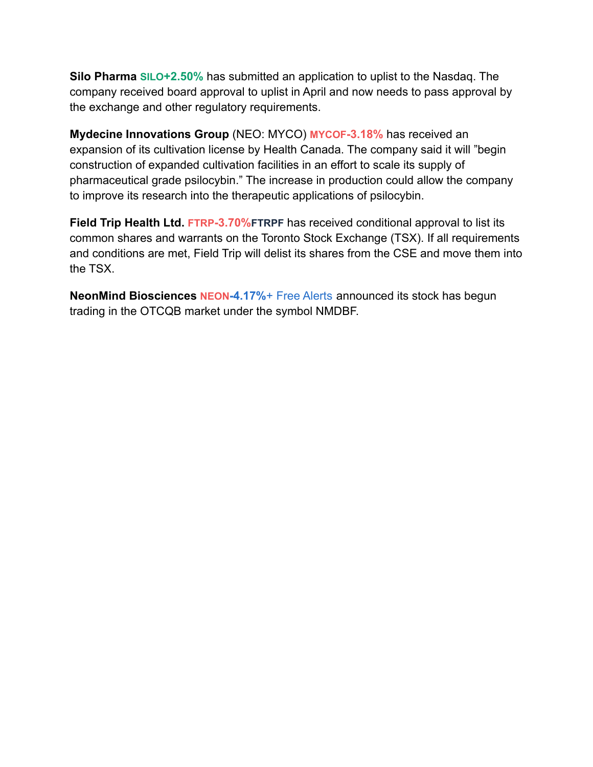**Silo Pharma** SILO+2.50% has submitted an application to uplist to the Nasdaq. The company received board approval to uplist in April and now needs to pass approval by the exchange and other regulatory requirements.

**Mydecine Innovations Group** (NEO: MYCO) MYCOF-3.18% has received an expansion of its cultivation license by Health Canada. The company said it will "begin construction of expanded cultivation facilities in an effort to scale its supply of pharmaceutical grade psilocybin." The increase in production could allow the company to improve its research into the therapeutic applications of psilocybin.

**Field Trip Health Ltd.** FTRP-3.70%FTRPF has received conditional approval to list its common shares and warrants on the Toronto Stock Exchange (TSX). If all requirements and conditions are met, Field Trip will delist its shares from the CSE and move them into the TSX.

**NeonMind Biosciences** NEON-4.17%+ Free Alerts announced its stock has begun trading in the OTCQB market under the symbol NMDBF.